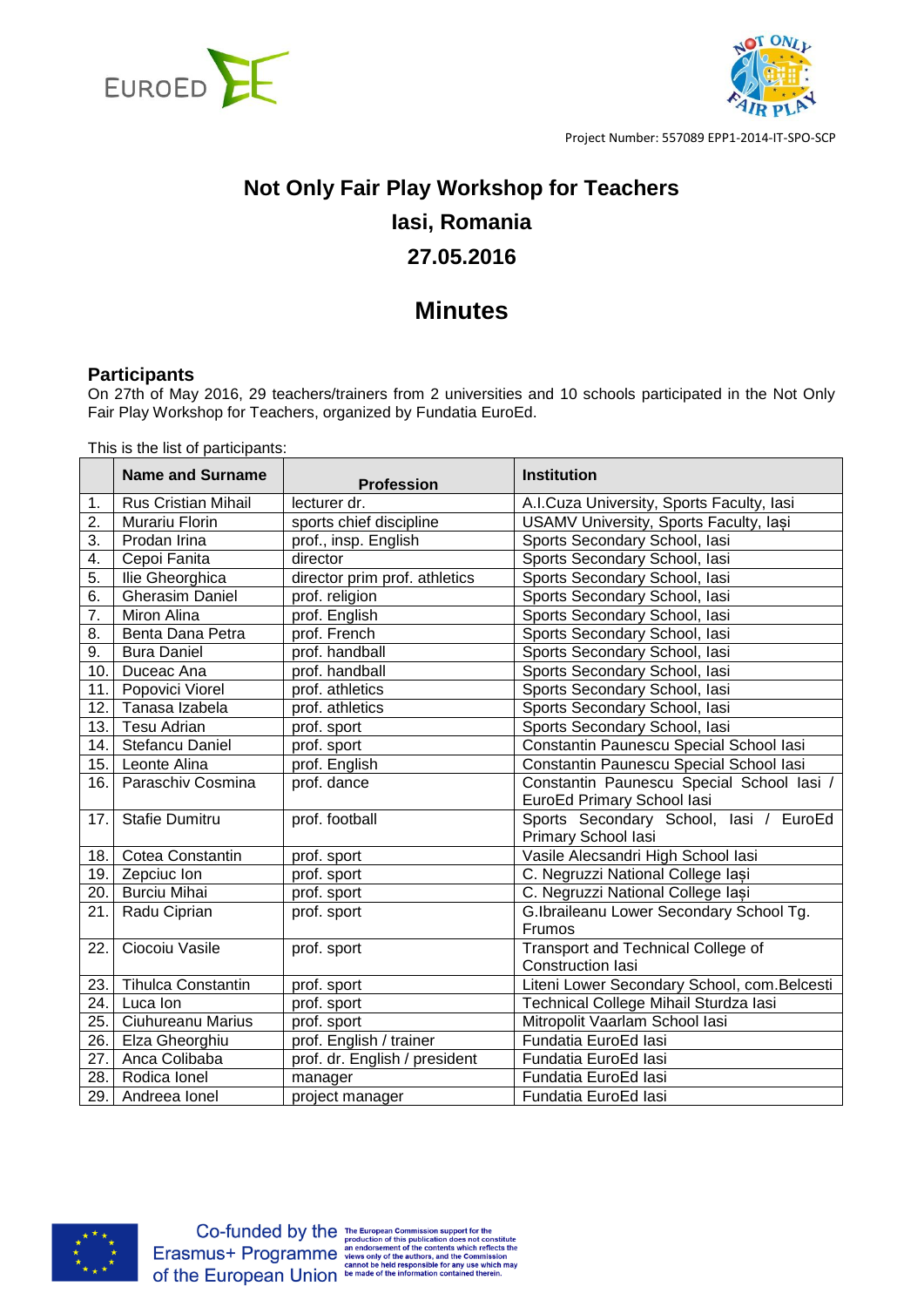Project Number: 557089 EPP1-2014-IT-SPO-SCP

# Not Only Fair Play Workshop for Teachers
# Iasi, Romania
# 27.05.2016

# Minutes

## Participants

On 27th of May 2016, 29 teachers/trainers from 2 universities and 10 schools participated in the Not Only Fair Play Workshop for Teachers, organized by Fundatia EuroEd.

This is the list of participants:

| | Name and Surname | Profession | Institution |
|---|---|---|---|
| 1. | Rus Cristian Mihail | lecturer dr. | A.I.Cuza University, Sports Faculty, Iasi |
| 2. | Murariu Florin | sports chief discipline | USAMV University, Sports Faculty, Iași |
| 3. | Prodan Irina | prof., insp. English | Sports Secondary School, Iasi |
| 4. | Cepoi Fanita | director | Sports Secondary School, Iasi |
| 5. | Ilie Gheorghica | director prim prof. athletics | Sports Secondary School, Iasi |
| 6. | Gherasim Daniel | prof. religion | Sports Secondary School, Iasi |
| 7. | Miron Alina | prof. English | Sports Secondary School, Iasi |
| 8. | Benta Dana Petra | prof. French | Sports Secondary School, Iasi |
| 9. | Bura Daniel | prof. handball | Sports Secondary School, Iasi |
| 10. | Duceac Ana | prof. handball | Sports Secondary School, Iasi |
| 11. | Popovici Viorel | prof. athletics | Sports Secondary School, Iasi |
| 12. | Tanasa Izabela | prof. athletics | Sports Secondary School, Iasi |
| 13. | Tesu Adrian | prof. sport | Sports Secondary School, Iasi |
| 14. | Stefancu Daniel | prof. sport | Constantin Paunescu Special School Iasi |
| 15. | Leonte Alina | prof. English | Constantin Paunescu Special School Iasi |
| 16. | Paraschiv Cosmina | prof. dance | Constantin Paunescu Special School Iasi / EuroEd Primary School Iasi |
| 17. | Stafie Dumitru | prof. football | Sports Secondary School, Iasi / EuroEd Primary School Iasi |
| 18. | Cotea Constantin | prof. sport | Vasile Alecsandri High School Iasi |
| 19. | Zepciuc Ion | prof. sport | C. Negruzzi National College Iași |
| 20. | Burciu Mihai | prof. sport | C. Negruzzi National College Iași |
| 21. | Radu Ciprian | prof. sport | G.Ibraileanu Lower Secondary School Tg. Frumos |
| 22. | Ciocoiu Vasile | prof. sport | Transport and Technical College of Construction Iasi |
| 23. | Tihulca Constantin | prof. sport | Liteni Lower Secondary School, com.Belcesti |
| 24. | Luca Ion | prof. sport | Technical College Mihail Sturdza Iasi |
| 25. | Ciuhureanu Marius | prof. sport | Mitropolit Vaarlam School Iasi |
| 26. | Elza Gheorghiu | prof. English / trainer | Fundatia EuroEd Iasi |
| 27. | Anca Colibaba | prof. dr. English / president | Fundatia EuroEd Iasi |
| 28. | Rodica Ionel | manager | Fundatia EuroEd Iasi |
| 29. | Andreea Ionel | project manager | Fundatia EuroEd Iasi |

Co-funded by the Erasmus+ Programme of the European Union. The European Commission support for the production of this publication does not constitute an endorsement of the contents which reflects the views only of the authors, and the Commission cannot be held responsible for any use which may be made of the information contained therein.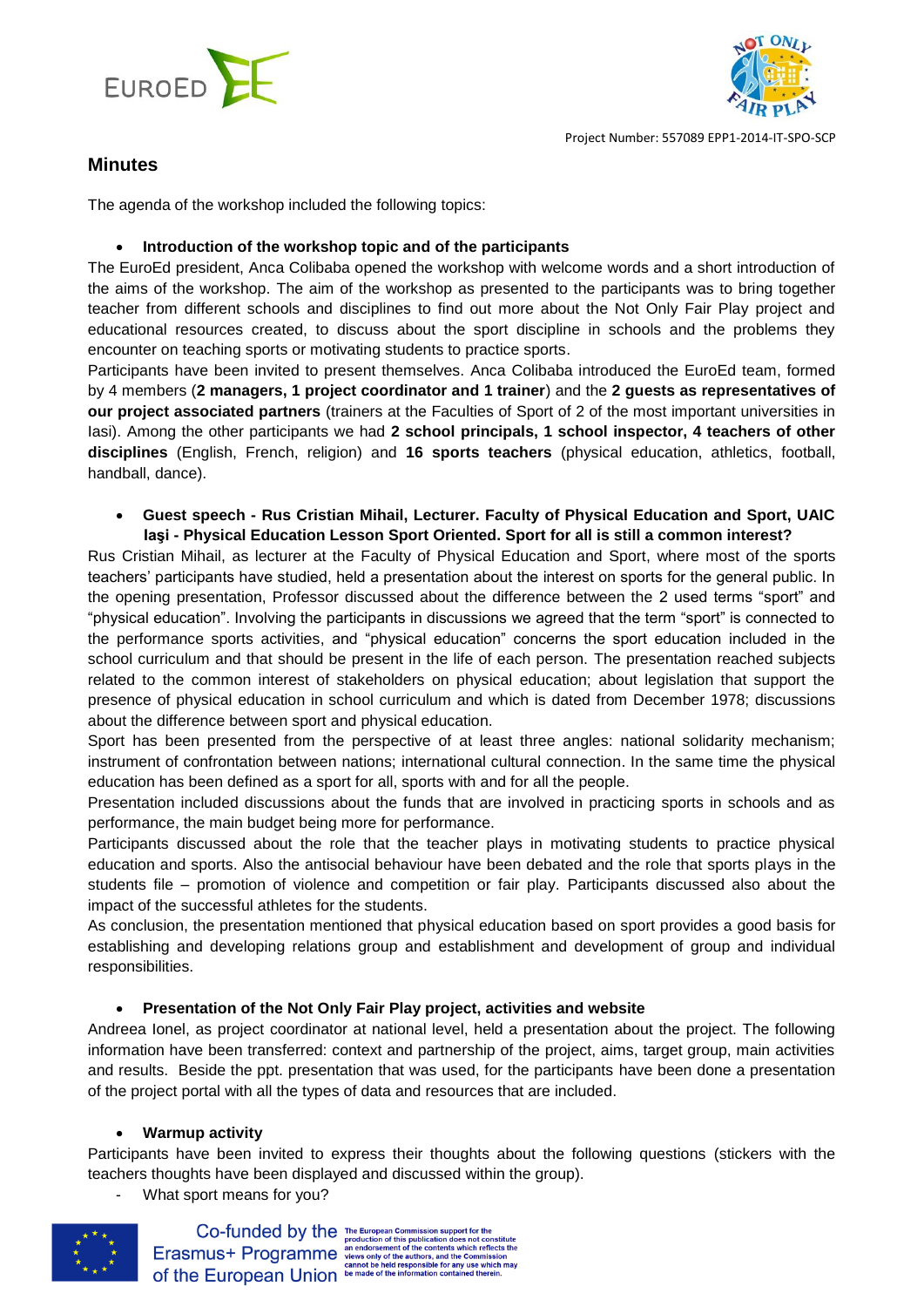## Minutes

The agenda of the workshop included the following topics:

- **Introduction of the workshop topic and of the participants**

The EuroEd president, Anca Colibaba opened the workshop with welcome words and a short introduction of the aims of the workshop. The aim of the workshop as presented to the participants was to bring together teacher from different schools and disciplines to find out more about the Not Only Fair Play project and educational resources created, to discuss about the sport discipline in schools and the problems they encounter on teaching sports or motivating students to practice sports.

Participants have been invited to present themselves. Anca Colibaba introduced the EuroEd team, formed by 4 members (**2 managers, 1 project coordinator and 1 trainer**) and the **2 guests as representatives of our project associated partners** (trainers at the Faculties of Sport of 2 of the most important universities in Iasi). Among the other participants we had **2 school principals, 1 school inspector, 4 teachers of other disciplines** (English, French, religion) and **16 sports teachers** (physical education, athletics, football, handball, dance).

- **Guest speech - Rus Cristian Mihail, Lecturer. Faculty of Physical Education and Sport, UAIC Iaşi - Physical Education Lesson Sport Oriented. Sport for all is still a common interest?**

Rus Cristian Mihail, as lecturer at the Faculty of Physical Education and Sport, where most of the sports teachers' participants have studied, held a presentation about the interest on sports for the general public. In the opening presentation, Professor discussed about the difference between the 2 used terms "sport" and "physical education". Involving the participants in discussions we agreed that the term "sport" is connected to the performance sports activities, and "physical education" concerns the sport education included in the school curriculum and that should be present in the life of each person. The presentation reached subjects related to the common interest of stakeholders on physical education; about legislation that support the presence of physical education in school curriculum and which is dated from December 1978; discussions about the difference between sport and physical education.

Sport has been presented from the perspective of at least three angles: national solidarity mechanism; instrument of confrontation between nations; international cultural connection. In the same time the physical education has been defined as a sport for all, sports with and for all the people.

Presentation included discussions about the funds that are involved in practicing sports in schools and as performance, the main budget being more for performance.

Participants discussed about the role that the teacher plays in motivating students to practice physical education and sports. Also the antisocial behaviour have been debated and the role that sports plays in the students file – promotion of violence and competition or fair play. Participants discussed also about the impact of the successful athletes for the students.

As conclusion, the presentation mentioned that physical education based on sport provides a good basis for establishing and developing relations group and establishment and development of group and individual responsibilities.

- **Presentation of the Not Only Fair Play project, activities and website**

Andreea Ionel, as project coordinator at national level, held a presentation about the project. The following information have been transferred: context and partnership of the project, aims, target group, main activities and results. Beside the ppt. presentation that was used, for the participants have been done a presentation of the project portal with all the types of data and resources that are included.

- **Warmup activity**

Participants have been invited to express their thoughts about the following questions (stickers with the teachers thoughts have been displayed and discussed within the group).

- What sport means for you?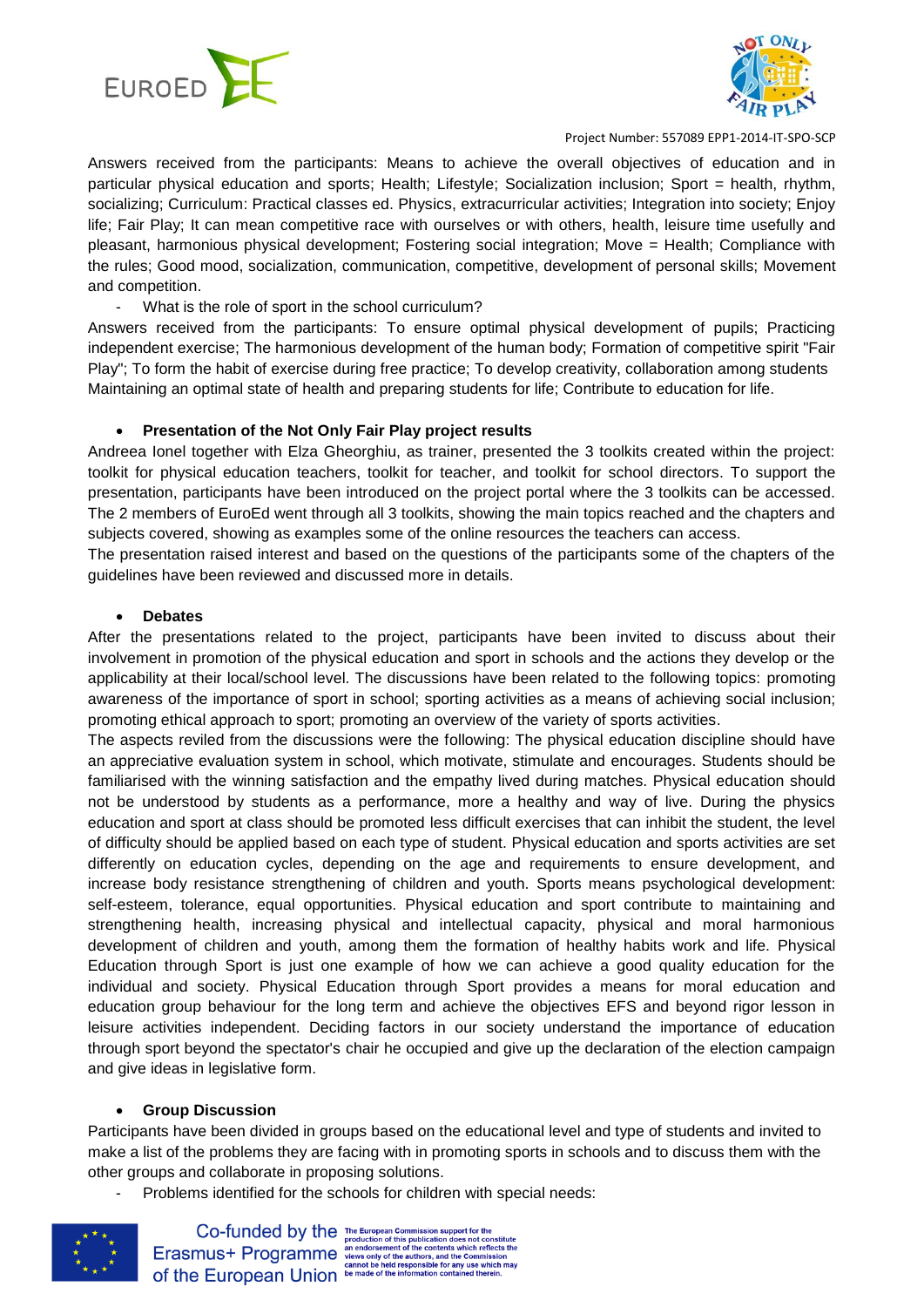Answers received from the participants: Means to achieve the overall objectives of education and in particular physical education and sports; Health; Lifestyle; Socialization inclusion; Sport = health, rhythm, socializing; Curriculum: Practical classes ed. Physics, extracurricular activities; Integration into society; Enjoy life; Fair Play; It can mean competitive race with ourselves or with others, health, leisure time usefully and pleasant, harmonious physical development; Fostering social integration; Move = Health; Compliance with the rules; Good mood, socialization, communication, competitive, development of personal skills; Movement and competition.

- What is the role of sport in the school curriculum?

Answers received from the participants: To ensure optimal physical development of pupils; Practicing independent exercise; The harmonious development of the human body; Formation of competitive spirit "Fair Play"; To form the habit of exercise during free practice; To develop creativity, collaboration among students Maintaining an optimal state of health and preparing students for life; Contribute to education for life.

- **Presentation of the Not Only Fair Play project results**

Andreea Ionel together with Elza Gheorghiu, as trainer, presented the 3 toolkits created within the project: toolkit for physical education teachers, toolkit for teacher, and toolkit for school directors. To support the presentation, participants have been introduced on the project portal where the 3 toolkits can be accessed. The 2 members of EuroEd went through all 3 toolkits, showing the main topics reached and the chapters and subjects covered, showing as examples some of the online resources the teachers can access.

The presentation raised interest and based on the questions of the participants some of the chapters of the guidelines have been reviewed and discussed more in details.

- **Debates**

After the presentations related to the project, participants have been invited to discuss about their involvement in promotion of the physical education and sport in schools and the actions they develop or the applicability at their local/school level. The discussions have been related to the following topics: promoting awareness of the importance of sport in school; sporting activities as a means of achieving social inclusion; promoting ethical approach to sport; promoting an overview of the variety of sports activities.

The aspects reviled from the discussions were the following: The physical education discipline should have an appreciative evaluation system in school, which motivate, stimulate and encourages. Students should be familiarised with the winning satisfaction and the empathy lived during matches. Physical education should not be understood by students as a performance, more a healthy and way of live. During the physics education and sport at class should be promoted less difficult exercises that can inhibit the student, the level of difficulty should be applied based on each type of student. Physical education and sports activities are set differently on education cycles, depending on the age and requirements to ensure development, and increase body resistance strengthening of children and youth. Sports means psychological development: self-esteem, tolerance, equal opportunities. Physical education and sport contribute to maintaining and strengthening health, increasing physical and intellectual capacity, physical and moral harmonious development of children and youth, among them the formation of healthy habits work and life. Physical Education through Sport is just one example of how we can achieve a good quality education for the individual and society. Physical Education through Sport provides a means for moral education and education group behaviour for the long term and achieve the objectives EFS and beyond rigor lesson in leisure activities independent. Deciding factors in our society understand the importance of education through sport beyond the spectator's chair he occupied and give up the declaration of the election campaign and give ideas in legislative form.

- **Group Discussion**

Participants have been divided in groups based on the educational level and type of students and invited to make a list of the problems they are facing with in promoting sports in schools and to discuss them with the other groups and collaborate in proposing solutions.

- Problems identified for the schools for children with special needs: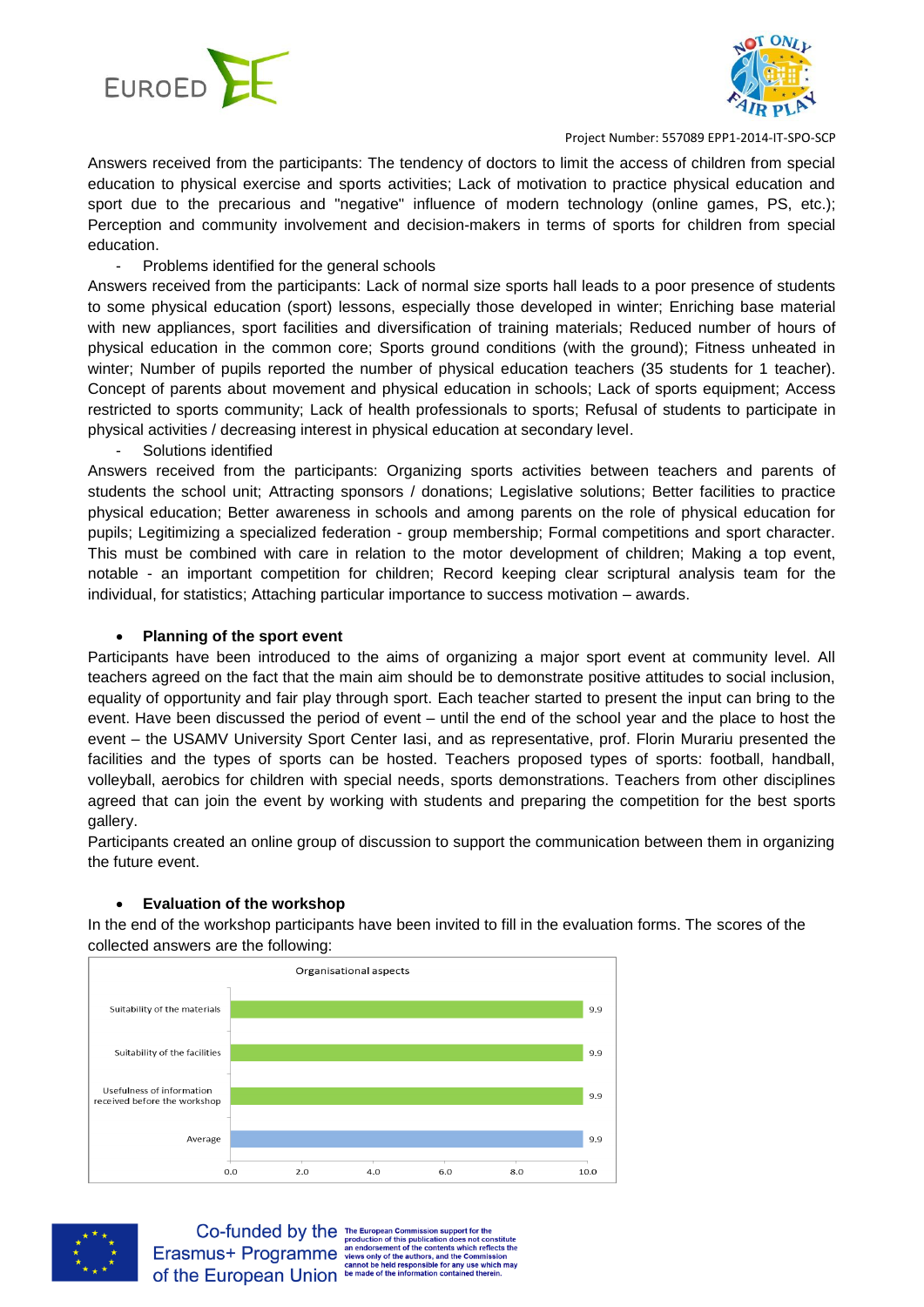Answers received from the participants: The tendency of doctors to limit the access of children from special education to physical exercise and sports activities; Lack of motivation to practice physical education and sport due to the precarious and "negative" influence of modern technology (online games, PS, etc.); Perception and community involvement and decision-makers in terms of sports for children from special education.

- Problems identified for the general schools

Answers received from the participants: Lack of normal size sports hall leads to a poor presence of students to some physical education (sport) lessons, especially those developed in winter; Enriching base material with new appliances, sport facilities and diversification of training materials; Reduced number of hours of physical education in the common core; Sports ground conditions (with the ground); Fitness unheated in winter; Number of pupils reported the number of physical education teachers (35 students for 1 teacher). Concept of parents about movement and physical education in schools; Lack of sports equipment; Access restricted to sports community; Lack of health professionals to sports; Refusal of students to participate in physical activities / decreasing interest in physical education at secondary level.

- Solutions identified

Answers received from the participants: Organizing sports activities between teachers and parents of students the school unit; Attracting sponsors / donations; Legislative solutions; Better facilities to practice physical education; Better awareness in schools and among parents on the role of physical education for pupils; Legitimizing a specialized federation - group membership; Formal competitions and sport character. This must be combined with care in relation to the motor development of children; Making a top event, notable - an important competition for children; Record keeping clear scriptural analysis team for the individual, for statistics; Attaching particular importance to success motivation – awards.

- **Planning of the sport event**

Participants have been introduced to the aims of organizing a major sport event at community level. All teachers agreed on the fact that the main aim should be to demonstrate positive attitudes to social inclusion, equality of opportunity and fair play through sport. Each teacher started to present the input can bring to the event. Have been discussed the period of event – until the end of the school year and the place to host the event – the USAMV University Sport Center Iasi, and as representative, prof. Florin Murariu presented the facilities and the types of sports can be hosted. Teachers proposed types of sports: football, handball, volleyball, aerobics for children with special needs, sports demonstrations. Teachers from other disciplines agreed that can join the event by working with students and preparing the competition for the best sports gallery.

Participants created an online group of discussion to support the communication between them in organizing the future event.

- **Evaluation of the workshop**

In the end of the workshop participants have been invited to fill in the evaluation forms. The scores of the collected answers are the following:

Organisational aspects

| Item | Score |
| --- | --- |
| Suitability of the materials | 9.9 |
| Suitability of the facilities | 9.9 |
| Usefulness of information received before the workshop | 9.9 |
| Average | 9.9 |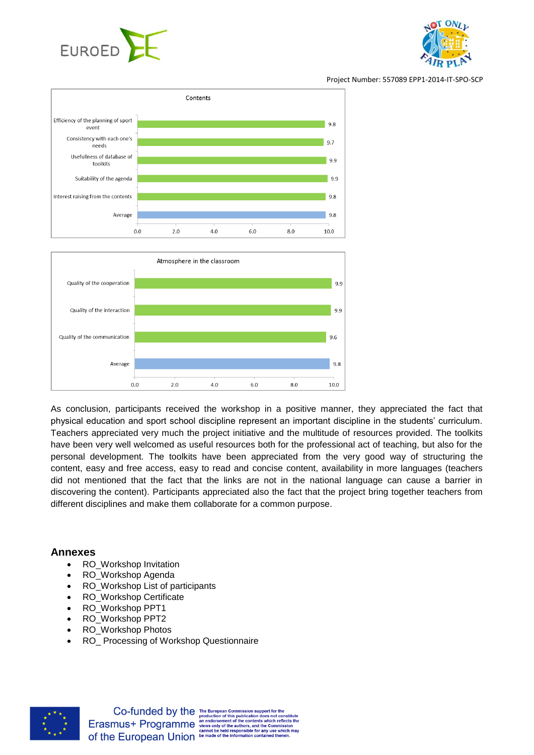Contents

Efficiency of the planning of sport event 9.8
Consistency with each one's needs 9.7
Usefullness of database of toolkits 9.9
Suitability of the agenda 9.9
Interest raising from the contents 9.8
Average 9.8

0.0 2.0 4.0 6.0 8.0 10.0

Atmosphere in the classroom

Quality of the cooperation 9.9
Quality of the interaction 9.9
Quality of the communication 9.6
Average 9.8

0.0 2.0 4.0 6.0 8.0 10.0

As conclusion, participants received the workshop in a positive manner, they appreciated the fact that physical education and sport school discipline represent an important discipline in the students' curriculum. Teachers appreciated very much the project initiative and the multitude of resources provided. The toolkits have been very well welcomed as useful resources both for the professional act of teaching, but also for the personal development. The toolkits have been appreciated from the very good way of structuring the content, easy and free access, easy to read and concise content, availability in more languages (teachers did not mentioned that the fact that the links are not in the national language can cause a barrier in discovering the content). Participants appreciated also the fact that the project bring together teachers from different disciplines and make them collaborate for a common purpose.

## Annexes

- RO_Workshop Invitation
- RO_Workshop Agenda
- RO_Workshop List of participants
- RO_Workshop Certificate
- RO_Workshop PPT1
- RO_Workshop PPT2
- RO_Workshop Photos
- RO_ Processing of Workshop Questionnaire